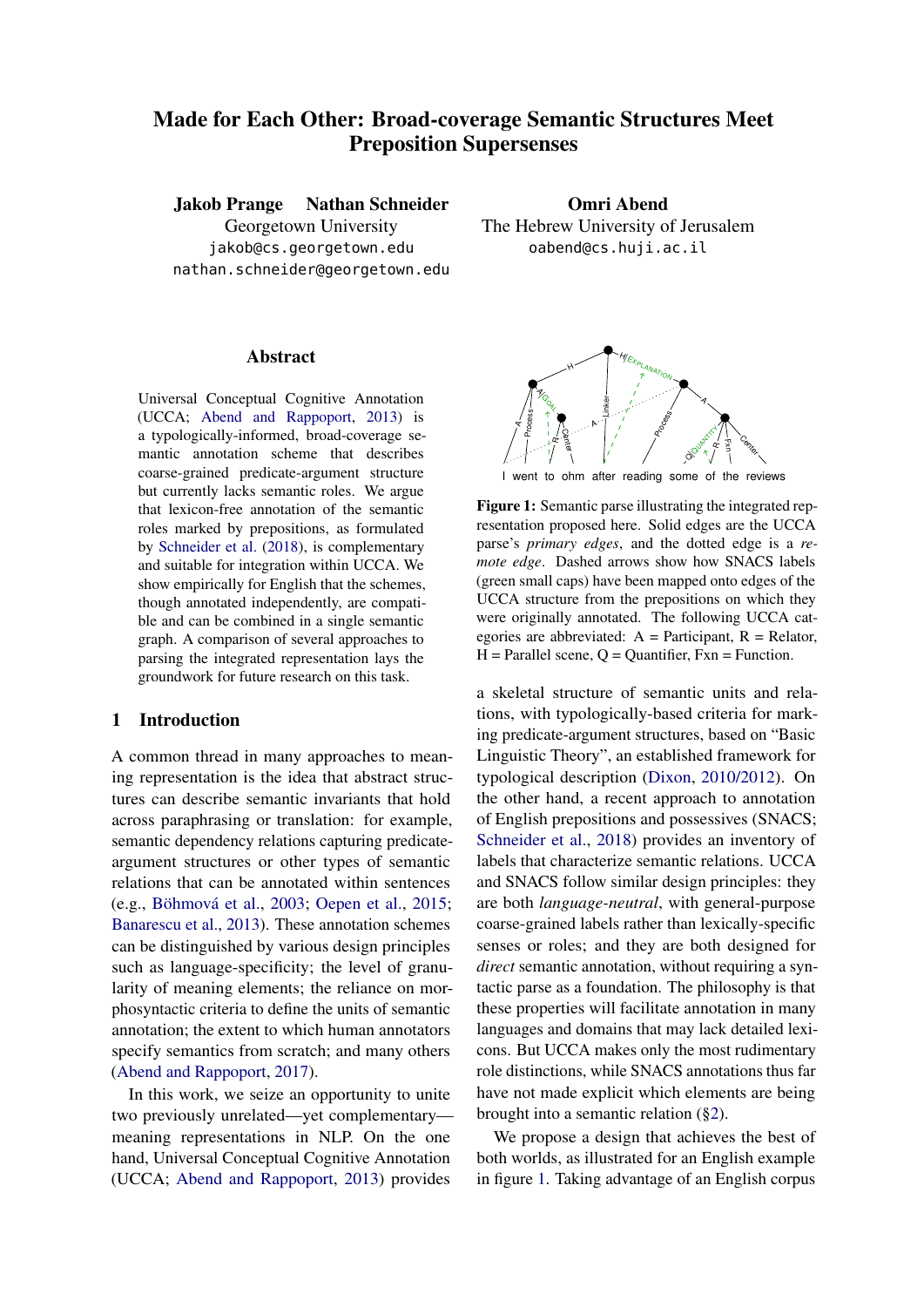# Made for Each Other: Broad-coverage Semantic Structures Meet Preposition Supersenses

**Jakob Prange** **Nathan Schneider**
Georgetown University
`jakob@cs.georgetown.edu`
`nathan.schneider@georgetown.edu`

**Omri Abend**
The Hebrew University of Jerusalem
`oabend@cs.huji.ac.il`

## Abstract

Universal Conceptual Cognitive Annotation (UCCA; Abend and Rappoport, 2013) is a typologically-informed, broad-coverage semantic annotation scheme that describes coarse-grained predicate-argument structure but currently lacks semantic roles. We argue that lexicon-free annotation of the semantic roles marked by prepositions, as formulated by Schneider et al. (2018), is complementary and suitable for integration within UCCA. We show empirically for English that the schemes, though annotated independently, are compatible and can be combined in a single semantic graph. A comparison of several approaches to parsing the integrated representation lays the groundwork for future research on this task.

## 1 Introduction

A common thread in many approaches to meaning representation is the idea that abstract structures can describe semantic invariants that hold across paraphrasing or translation: for example, semantic dependency relations capturing predicate-argument structures or other types of semantic relations that can be annotated within sentences (e.g., Böhmová et al., 2003; Oepen et al., 2015; Banarescu et al., 2013). These annotation schemes can be distinguished by various design principles such as language-specificity; the level of granularity of meaning elements; the reliance on morphosyntactic criteria to define the units of semantic annotation; the extent to which human annotators specify semantics from scratch; and many others (Abend and Rappoport, 2017).

In this work, we seize an opportunity to unite two previously unrelated—yet complementary—meaning representations in NLP. On the one hand, Universal Conceptual Cognitive Annotation (UCCA; Abend and Rappoport, 2013) provides a skeletal structure of semantic units and relations, with typologically-based criteria for marking predicate-argument structures, based on "Basic Linguistic Theory", an established framework for typological description (Dixon, 2010/2012). On the other hand, a recent approach to annotation of English prepositions and possessives (SNACS; Schneider et al., 2018) provides an inventory of labels that characterize semantic relations. UCCA and SNACS follow similar design principles: they are both *language-neutral*, with general-purpose coarse-grained labels rather than lexically-specific senses or roles; and they are both designed for *direct* semantic annotation, without requiring a syntactic parse as a foundation. The philosophy is that these properties will facilitate annotation in many languages and domains that may lack detailed lexicons. But UCCA makes only the most rudimentary role distinctions, while SNACS annotations thus far have not made explicit which elements are being brought into a semantic relation (§2).

We propose a design that achieves the best of both worlds, as illustrated for an English example in figure 1. Taking advantage of an English corpus

I went to ohm after reading some of the reviews

**Figure 1:** Semantic parse illustrating the integrated representation proposed here. Solid edges are the UCCA parse's *primary edges*, and the dotted edge is a *remote edge*. Dashed arrows show how SNACS labels (green small caps) have been mapped onto edges of the UCCA structure from the prepositions on which they were originally annotated. The following UCCA categories are abbreviated: A = Participant, R = Relator, H = Parallel scene, Q = Quantifier, Fxn = Function.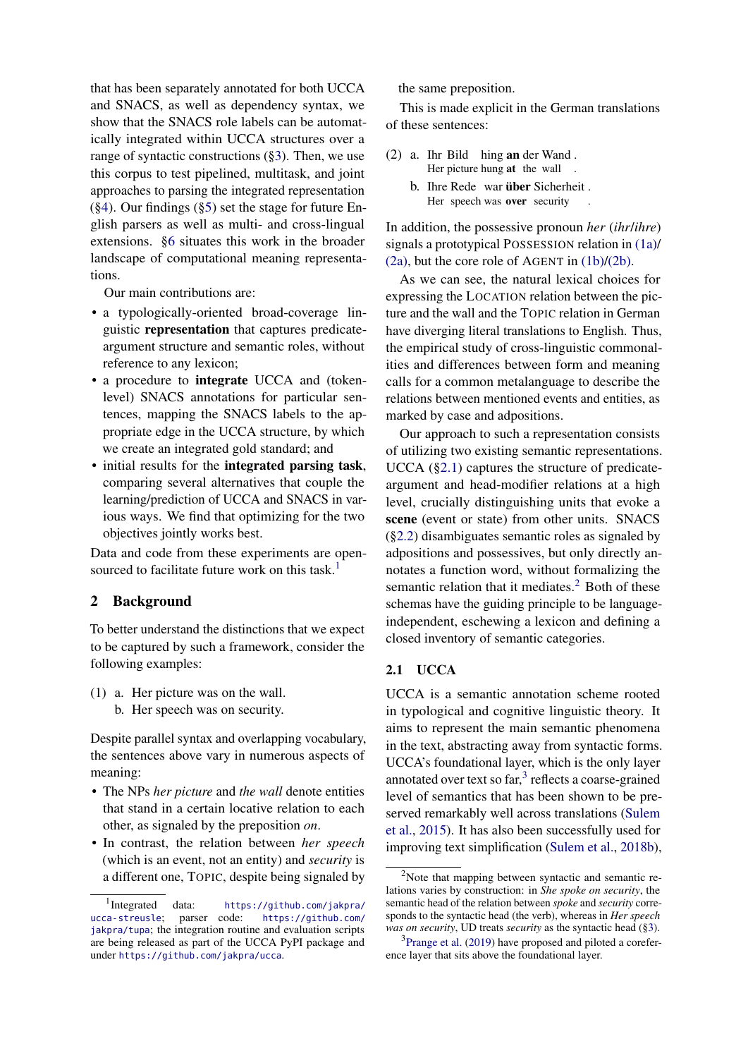that has been separately annotated for both UCCA and SNACS, as well as dependency syntax, we show that the SNACS role labels can be automatically integrated within UCCA structures over a range of syntactic constructions (§3). Then, we use this corpus to test pipelined, multitask, and joint approaches to parsing the integrated representation (§4). Our findings (§5) set the stage for future English parsers as well as multi- and cross-lingual extensions. §6 situates this work in the broader landscape of computational meaning representations.

Our main contributions are:

- a typologically-oriented broad-coverage linguistic **representation** that captures predicate-argument structure and semantic roles, without reference to any lexicon;
- a procedure to **integrate** UCCA and (token-level) SNACS annotations for particular sentences, mapping the SNACS labels to the appropriate edge in the UCCA structure, by which we create an integrated gold standard; and
- initial results for the **integrated parsing task**, comparing several alternatives that couple the learning/prediction of UCCA and SNACS in various ways. We find that optimizing for the two objectives jointly works best.

Data and code from these experiments are open-sourced to facilitate future work on this task.[1]

## 2 Background

To better understand the distinctions that we expect to be captured by such a framework, consider the following examples:

(1) a. Her picture was on the wall.
    b. Her speech was on security.

Despite parallel syntax and overlapping vocabulary, the sentences above vary in numerous aspects of meaning:

- The NPs *her picture* and *the wall* denote entities that stand in a certain locative relation to each other, as signaled by the preposition *on*.
- In contrast, the relation between *her speech* (which is an event, not an entity) and *security* is a different one, TOPIC, despite being signaled by the same preposition.

This is made explicit in the German translations of these sentences:

(2) a. Ihr Bild hing **an** der Wand .
       Her picture hung **at** the wall .
    b. Ihre Rede war **über** Sicherheit .
       Her speech was **over** security .

In addition, the possessive pronoun *her* (*ihr*/*ihre*) signals a prototypical POSSESSION relation in (1a)/(2a), but the core role of AGENT in (1b)/(2b).

As we can see, the natural lexical choices for expressing the LOCATION relation between the picture and the wall and the TOPIC relation in German have diverging literal translations to English. Thus, the empirical study of cross-linguistic commonalities and differences between form and meaning calls for a common metalanguage to describe the relations between mentioned events and entities, as marked by case and adpositions.

Our approach to such a representation consists of utilizing two existing semantic representations. UCCA (§2.1) captures the structure of predicate-argument and head-modifier relations at a high level, crucially distinguishing units that evoke a **scene** (event or state) from other units. SNACS (§2.2) disambiguates semantic roles as signaled by adpositions and possessives, but only directly annotates a function word, without formalizing the semantic relation that it mediates.[2] Both of these schemas have the guiding principle to be language-independent, eschewing a lexicon and defining a closed inventory of semantic categories.

### 2.1 UCCA

UCCA is a semantic annotation scheme rooted in typological and cognitive linguistic theory. It aims to represent the main semantic phenomena in the text, abstracting away from syntactic forms. UCCA's foundational layer, which is the only layer annotated over text so far,[3] reflects a coarse-grained level of semantics that has been shown to be preserved remarkably well across translations (Sulem et al., 2015). It has also been successfully used for improving text simplification (Sulem et al., 2018b),

[1] Integrated data: https://github.com/jakpra/ucca-streusle; parser code: https://github.com/jakpra/tupa; the integration routine and evaluation scripts are being released as part of the UCCA PyPI package and under https://github.com/jakpra/ucca.

[2] Note that mapping between syntactic and semantic relations varies by construction: in *She spoke on security*, the semantic head of the relation between *spoke* and *security* corresponds to the syntactic head (the verb), whereas in *Her speech was on security*, UD treats *security* as the syntactic head (§3).

[3] Prange et al. (2019) have proposed and piloted a coreference layer that sits above the foundational layer.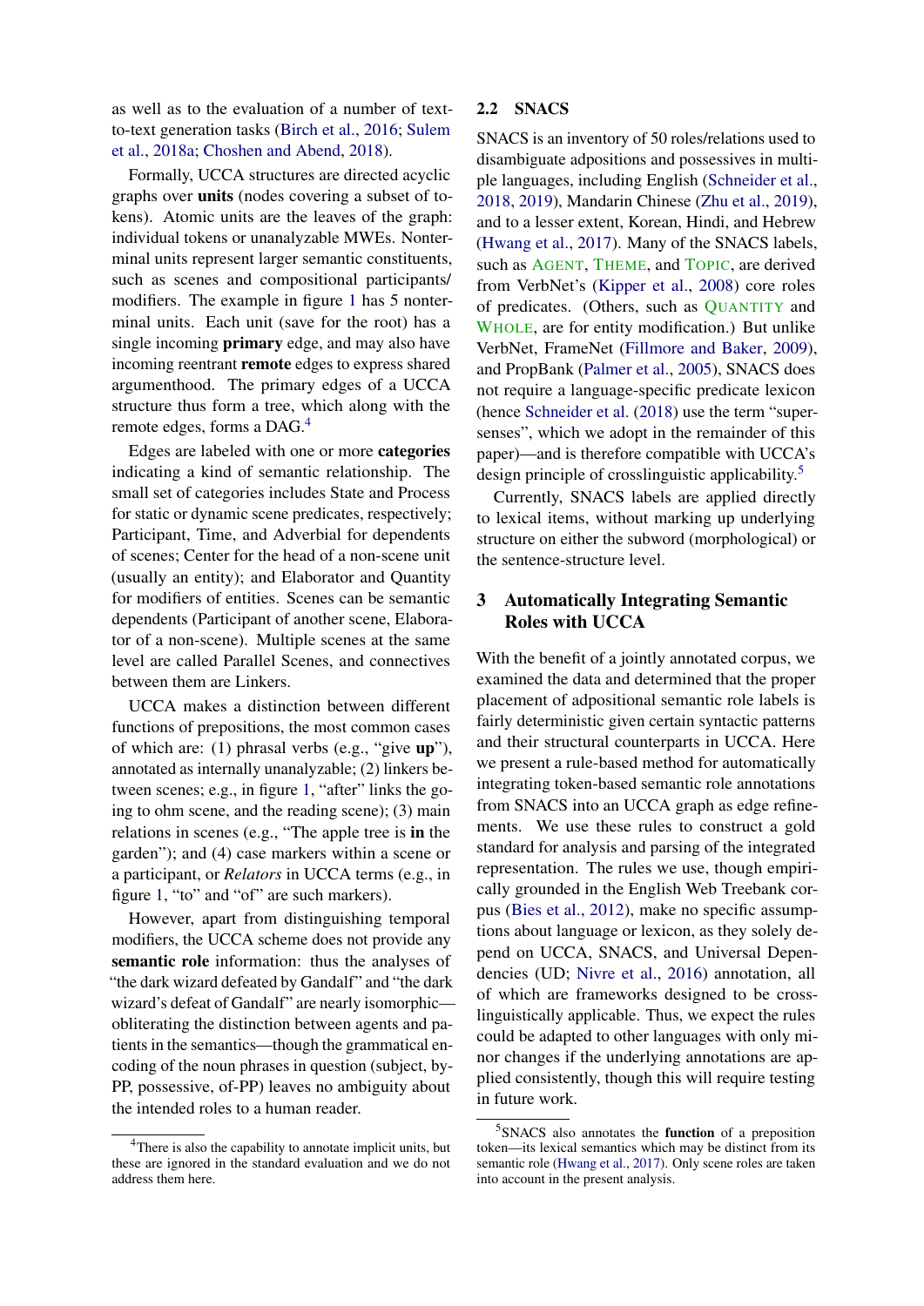as well as to the evaluation of a number of text-to-text generation tasks (Birch et al., 2016; Sulem et al., 2018a; Choshen and Abend, 2018).

Formally, UCCA structures are directed acyclic graphs over **units** (nodes covering a subset of tokens). Atomic units are the leaves of the graph: individual tokens or unanalyzable MWEs. Nonterminal units represent larger semantic constituents, such as scenes and compositional participants/ modifiers. The example in figure 1 has 5 nonterminal units. Each unit (save for the root) has a single incoming **primary** edge, and may also have incoming reentrant **remote** edges to express shared argumenthood. The primary edges of a UCCA structure thus form a tree, which along with the remote edges, forms a DAG.[4]

Edges are labeled with one or more **categories** indicating a kind of semantic relationship. The small set of categories includes State and Process for static or dynamic scene predicates, respectively; Participant, Time, and Adverbial for dependents of scenes; Center for the head of a non-scene unit (usually an entity); and Elaborator and Quantity for modifiers of entities. Scenes can be semantic dependents (Participant of another scene, Elaborator of a non-scene). Multiple scenes at the same level are called Parallel Scenes, and connectives between them are Linkers.

UCCA makes a distinction between different functions of prepositions, the most common cases of which are: (1) phrasal verbs (e.g., "give **up**"), annotated as internally unanalyzable; (2) linkers between scenes; e.g., in figure 1, "after" links the going to ohm scene, and the reading scene); (3) main relations in scenes (e.g., "The apple tree is **in** the garden"); and (4) case markers within a scene or a participant, or *Relators* in UCCA terms (e.g., in figure 1, "to" and "of" are such markers).

However, apart from distinguishing temporal modifiers, the UCCA scheme does not provide any **semantic role** information: thus the analyses of "the dark wizard defeated by Gandalf" and "the dark wizard's defeat of Gandalf" are nearly isomorphic—obliterating the distinction between agents and patients in the semantics—though the grammatical encoding of the noun phrases in question (subject, by-PP, possessive, of-PP) leaves no ambiguity about the intended roles to a human reader.

[4]There is also the capability to annotate implicit units, but these are ignored in the standard evaluation and we do not address them here.

## 2.2 SNACS

SNACS is an inventory of 50 roles/relations used to disambiguate adpositions and possessives in multiple languages, including English (Schneider et al., 2018, 2019), Mandarin Chinese (Zhu et al., 2019), and to a lesser extent, Korean, Hindi, and Hebrew (Hwang et al., 2017). Many of the SNACS labels, such as AGENT, THEME, and TOPIC, are derived from VerbNet's (Kipper et al., 2008) core roles of predicates. (Others, such as QUANTITY and WHOLE, are for entity modification.) But unlike VerbNet, FrameNet (Fillmore and Baker, 2009), and PropBank (Palmer et al., 2005), SNACS does not require a language-specific predicate lexicon (hence Schneider et al. (2018) use the term "supersenses", which we adopt in the remainder of this paper)—and is therefore compatible with UCCA's design principle of crosslinguistic applicability.[5]

Currently, SNACS labels are applied directly to lexical items, without marking up underlying structure on either the subword (morphological) or the sentence-structure level.

# 3 Automatically Integrating Semantic Roles with UCCA

With the benefit of a jointly annotated corpus, we examined the data and determined that the proper placement of adpositional semantic role labels is fairly deterministic given certain syntactic patterns and their structural counterparts in UCCA. Here we present a rule-based method for automatically integrating token-based semantic role annotations from SNACS into an UCCA graph as edge refinements. We use these rules to construct a gold standard for analysis and parsing of the integrated representation. The rules we use, though empirically grounded in the English Web Treebank corpus (Bies et al., 2012), make no specific assumptions about language or lexicon, as they solely depend on UCCA, SNACS, and Universal Dependencies (UD; Nivre et al., 2016) annotation, all of which are frameworks designed to be cross-linguistically applicable. Thus, we expect the rules could be adapted to other languages with only minor changes if the underlying annotations are applied consistently, though this will require testing in future work.

[5]SNACS also annotates the **function** of a preposition token—its lexical semantics which may be distinct from its semantic role (Hwang et al., 2017). Only scene roles are taken into account in the present analysis.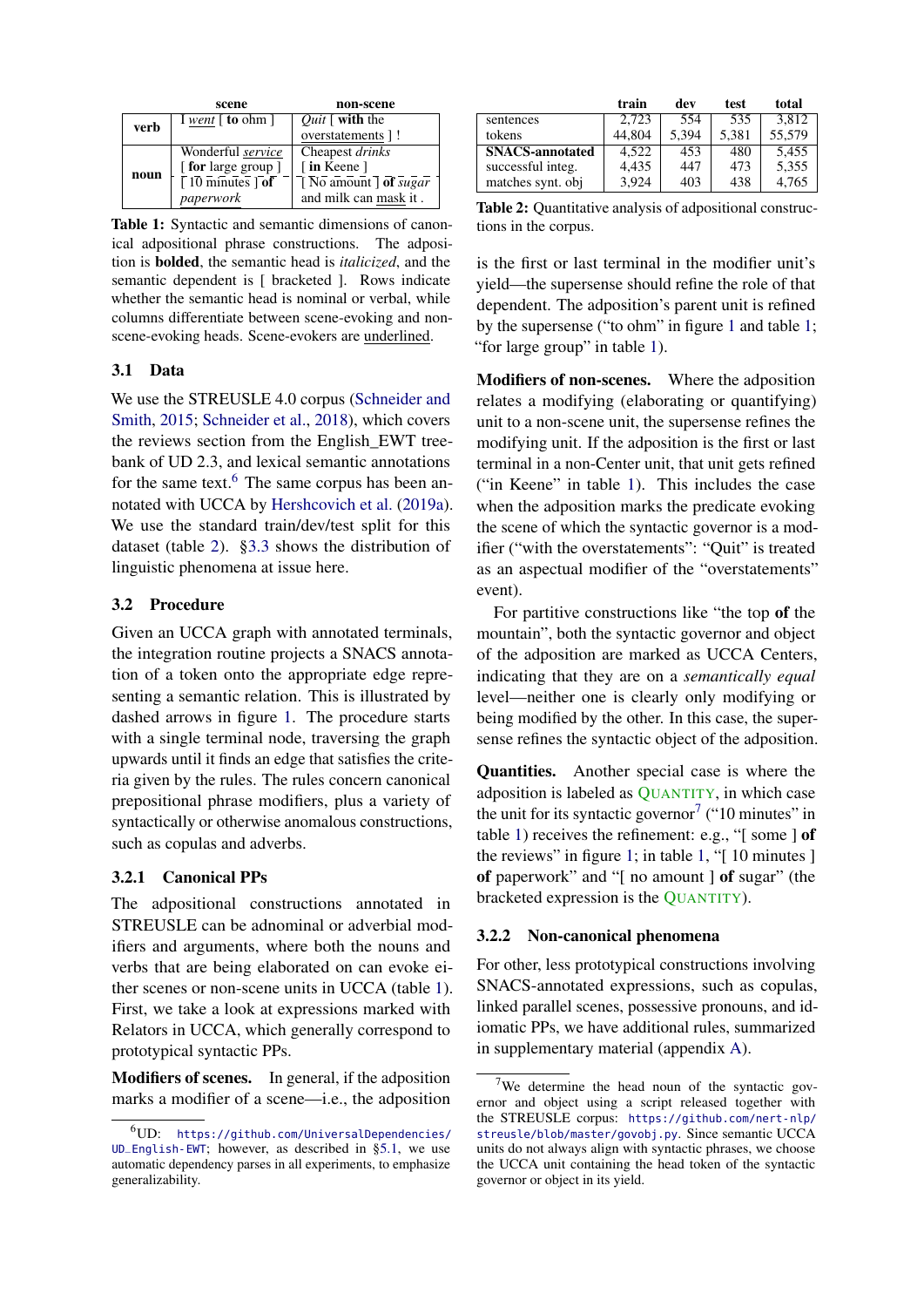| | scene | non-scene |
|---|---|---|
| **verb** | I <u>*went*</u> [ **to** ohm ] | *Quit* [ **with** the <u>overstatements</u> ] ! |
| **noun** | Wonderful <u>*service*</u> [ **for** large group ] | Cheapest *drinks* [ **in** Keene ] |
| | [ 10 minutes ] **of** *paperwork* | [ No amount ] **of** *sugar* and milk can <u>mask</u> it . |

**Table 1:** Syntactic and semantic dimensions of canonical adpositional phrase constructions. The adposition is **bolded**, the semantic head is *italicized*, and the semantic dependent is [ bracketed ]. Rows indicate whether the semantic head is nominal or verbal, while columns differentiate between scene-evoking and non-scene-evoking heads. Scene-evokers are <u>underlined</u>.

### 3.1 Data

We use the STREUSLE 4.0 corpus (Schneider and Smith, 2015; Schneider et al., 2018), which covers the reviews section from the English_EWT treebank of UD 2.3, and lexical semantic annotations for the same text.[6] The same corpus has been annotated with UCCA by Hershcovich et al. (2019a). We use the standard train/dev/test split for this dataset (table 2). §3.3 shows the distribution of linguistic phenomena at issue here.

### 3.2 Procedure

Given an UCCA graph with annotated terminals, the integration routine projects a SNACS annotation of a token onto the appropriate edge representing a semantic relation. This is illustrated by dashed arrows in figure 1. The procedure starts with a single terminal node, traversing the graph upwards until it finds an edge that satisfies the criteria given by the rules. The rules concern canonical prepositional phrase modifiers, plus a variety of syntactically or otherwise anomalous constructions, such as copulas and adverbs.

#### 3.2.1 Canonical PPs

The adpositional constructions annotated in STREUSLE can be adnominal or adverbial modifiers and arguments, where both the nouns and verbs that are being elaborated on can evoke either scenes or non-scene units in UCCA (table 1). First, we take a look at expressions marked with Relators in UCCA, which generally correspond to prototypical syntactic PPs.

**Modifiers of scenes.** In general, if the adposition marks a modifier of a scene—i.e., the adposition is the first or last terminal in the modifier unit's yield—the supersense should refine the role of that dependent. The adposition's parent unit is refined by the supersense ("to ohm" in figure 1 and table 1; "for large group" in table 1).

**Modifiers of non-scenes.** Where the adposition relates a modifying (elaborating or quantifying) unit to a non-scene unit, the supersense refines the modifying unit. If the adposition is the first or last terminal in a non-Center unit, that unit gets refined ("in Keene" in table 1). This includes the case when the adposition marks the predicate evoking the scene of which the syntactic governor is a modifier ("with the overstatements": "Quit" is treated as an aspectual modifier of the "overstatements" event).

For partitive constructions like "the top **of** the mountain", both the syntactic governor and object of the adposition are marked as UCCA Centers, indicating that they are on a *semantically equal* level—neither one is clearly only modifying or being modified by the other. In this case, the supersense refines the syntactic object of the adposition.

**Quantities.** Another special case is where the adposition is labeled as QUANTITY, in which case the unit for its syntactic governor[7] ("10 minutes" in table 1) receives the refinement: e.g., "[ some ] **of** the reviews" in figure 1; in table 1, "[ 10 minutes ] **of** paperwork" and "[ no amount ] **of** sugar" (the bracketed expression is the QUANTITY).

#### 3.2.2 Non-canonical phenomena

For other, less prototypical constructions involving SNACS-annotated expressions, such as copulas, linked parallel scenes, possessive pronouns, and idiomatic PPs, we have additional rules, summarized in supplementary material (appendix A).

| | train | dev | test | total |
|---|---|---|---|---|
| sentences | 2,723 | 554 | 535 | 3,812 |
| tokens | 44,804 | 5,394 | 5,381 | 55,579 |
| **SNACS-annotated** | 4,522 | 453 | 480 | 5,455 |
| successful integ. | 4,435 | 447 | 473 | 5,355 |
| matches synt. obj | 3,924 | 403 | 438 | 4,765 |

**Table 2:** Quantitative analysis of adpositional constructions in the corpus.

[6] UD: https://github.com/UniversalDependencies/UD_English-EWT; however, as described in §5.1, we use automatic dependency parses in all experiments, to emphasize generalizability.

[7] We determine the head noun of the syntactic governor and object using a script released together with the STREUSLE corpus: https://github.com/nert-nlp/streusle/blob/master/govobj.py. Since semantic UCCA units do not always align with syntactic phrases, we choose the UCCA unit containing the head token of the syntactic governor or object in its yield.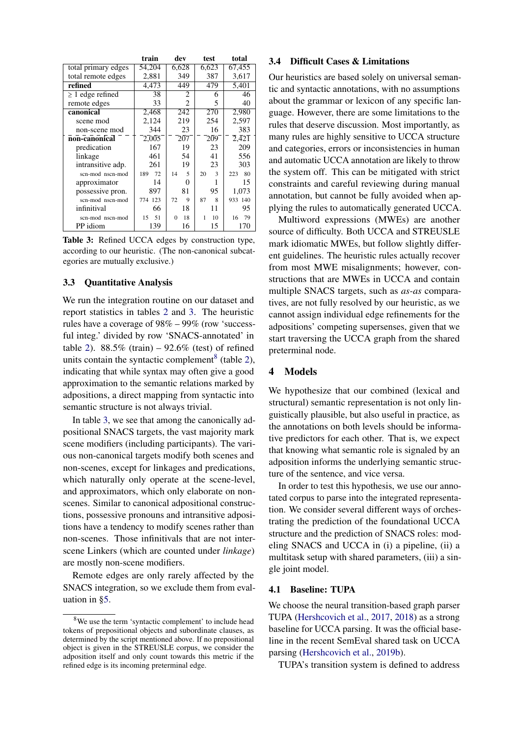| | train | dev | test | total |
|---|---|---|---|---|
| total primary edges | 54,204 | 6,628 | 6,623 | 67,455 |
| total remote edges | 2,881 | 349 | 387 | 3,617 |
| **refined** | 4,473 | 449 | 479 | 5,401 |
| ≥ 1 edge refined | 38 | 2 | 6 | 46 |
| remote edges | 33 | 2 | 5 | 40 |
| **canonical** | 2,468 | 242 | 270 | 2,980 |
| scene mod | 2,124 | 219 | 254 | 2,597 |
| non-scene mod | 344 | 23 | 16 | 383 |
| **non-canonical** | 2,005 | 207 | 209 | 2,421 |
| predication | 167 | 19 | 23 | 209 |
| linkage | 461 | 54 | 41 | 556 |
| intransitive adp. | 261 | 19 | 23 | 303 |
| scn-mod nscn-mod | 189 72 | 14 5 | 20 3 | 223 80 |
| approximator | 14 | 0 | 1 | 15 |
| possessive pron. | 897 | 81 | 95 | 1,073 |
| scn-mod nscn-mod | 774 123 | 72 9 | 87 8 | 933 140 |
| infinitival | 66 | 18 | 11 | 95 |
| scn-mod nscn-mod | 15 51 | 0 18 | 1 10 | 16 79 |
| PP idiom | 139 | 16 | 15 | 170 |

**Table 3:** Refined UCCA edges by construction type, according to our heuristic. (The non-canonical subcategories are mutually exclusive.)

### 3.3 Quantitative Analysis

We run the integration routine on our dataset and report statistics in tables 2 and 3. The heuristic rules have a coverage of 98% – 99% (row 'successful integ.' divided by row 'SNACS-annotated' in table 2). 88.5% (train) – 92.6% (test) of refined units contain the syntactic complement[8] (table 2), indicating that while syntax may often give a good approximation to the semantic relations marked by adpositions, a direct mapping from syntactic into semantic structure is not always trivial.

In table 3, we see that among the canonically adpositional SNACS targets, the vast majority mark scene modifiers (including participants). The various non-canonical targets modify both scenes and non-scenes, except for linkages and predications, which naturally only operate at the scene-level, and approximators, which only elaborate on non-scenes. Similar to canonical adpositional constructions, possessive pronouns and intransitive adpositions have a tendency to modify scenes rather than non-scenes. Those infinitivals that are not inter-scene Linkers (which are counted under *linkage*) are mostly non-scene modifiers.

Remote edges are only rarely affected by the SNACS integration, so we exclude them from evaluation in §5.

[8] We use the term 'syntactic complement' to include head tokens of prepositional objects and subordinate clauses, as determined by the script mentioned above. If no prepositional object is given in the STREUSLE corpus, we consider the adposition itself and only count towards this metric if the refined edge is its incoming preterminal edge.

### 3.4 Difficult Cases & Limitations

Our heuristics are based solely on universal semantic and syntactic annotations, with no assumptions about the grammar or lexicon of any specific language. However, there are some limitations to the rules that deserve discussion. Most importantly, as many rules are highly sensitive to UCCA structure and categories, errors or inconsistencies in human and automatic UCCA annotation are likely to throw the system off. This can be mitigated with strict constraints and careful reviewing during manual annotation, but cannot be fully avoided when applying the rules to automatically generated UCCA.

Multiword expressions (MWEs) are another source of difficulty. Both UCCA and STREUSLE mark idiomatic MWEs, but follow slightly different guidelines. The heuristic rules actually recover from most MWE misalignments; however, constructions that are MWEs in UCCA and contain multiple SNACS targets, such as *as-as* comparatives, are not fully resolved by our heuristic, as we cannot assign individual edge refinements for the adpositions' competing supersenses, given that we start traversing the UCCA graph from the shared preterminal node.

## 4 Models

We hypothesize that our combined (lexical and structural) semantic representation is not only linguistically plausible, but also useful in practice, as the annotations on both levels should be informative predictors for each other. That is, we expect that knowing what semantic role is signaled by an adposition informs the underlying semantic structure of the sentence, and vice versa.

In order to test this hypothesis, we use our annotated corpus to parse into the integrated representation. We consider several different ways of orchestrating the prediction of the foundational UCCA structure and the prediction of SNACS roles: modeling SNACS and UCCA in (i) a pipeline, (ii) a multitask setup with shared parameters, (iii) a single joint model.

### 4.1 Baseline: TUPA

We choose the neural transition-based graph parser TUPA (Hershcovich et al., 2017, 2018) as a strong baseline for UCCA parsing. It was the official baseline in the recent SemEval shared task on UCCA parsing (Hershcovich et al., 2019b).

TUPA's transition system is defined to address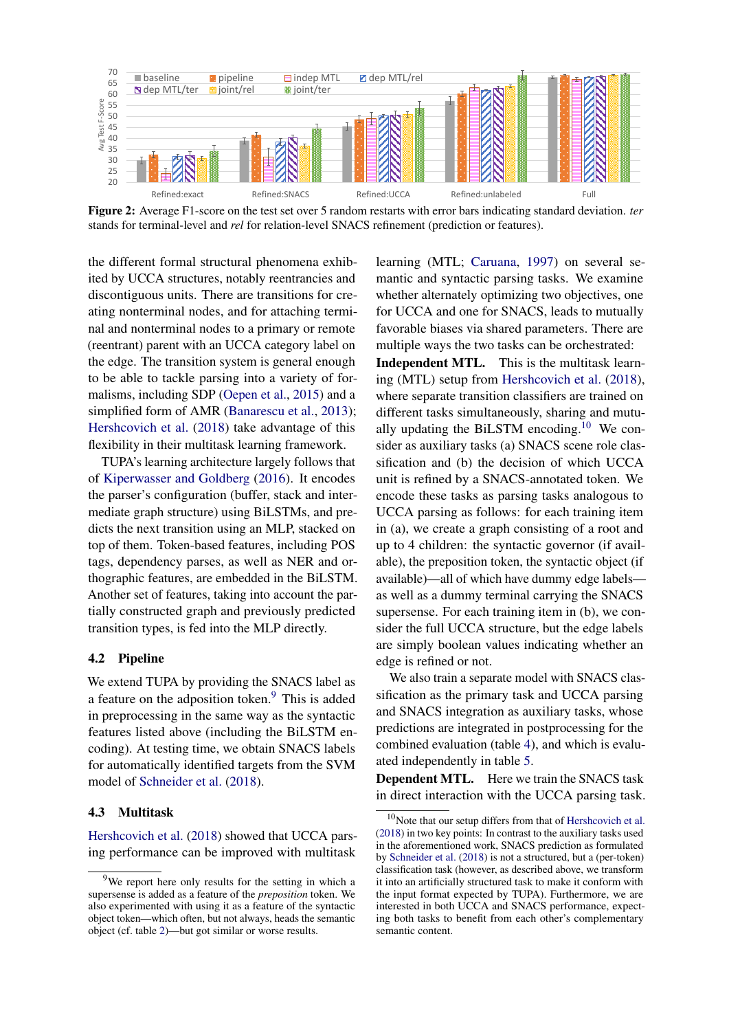Figure 2: Average F1-score on the test set over 5 random restarts with error bars indicating standard deviation. *ter* stands for terminal-level and *rel* for relation-level SNACS refinement (prediction or features).

the different formal structural phenomena exhibited by UCCA structures, notably reentrancies and discontiguous units. There are transitions for creating nonterminal nodes, and for attaching terminal and nonterminal nodes to a primary or remote (reentrant) parent with an UCCA category label on the edge. The transition system is general enough to be able to tackle parsing into a variety of formalisms, including SDP (Oepen et al., 2015) and a simplified form of AMR (Banarescu et al., 2013); Hershcovich et al. (2018) take advantage of this flexibility in their multitask learning framework.

TUPA's learning architecture largely follows that of Kiperwasser and Goldberg (2016). It encodes the parser's configuration (buffer, stack and intermediate graph structure) using BiLSTMs, and predicts the next transition using an MLP, stacked on top of them. Token-based features, including POS tags, dependency parses, as well as NER and orthographic features, are embedded in the BiLSTM. Another set of features, taking into account the partially constructed graph and previously predicted transition types, is fed into the MLP directly.

### 4.2 Pipeline

We extend TUPA by providing the SNACS label as a feature on the adposition token.[9] This is added in preprocessing in the same way as the syntactic features listed above (including the BiLSTM encoding). At testing time, we obtain SNACS labels for automatically identified targets from the SVM model of Schneider et al. (2018).

### 4.3 Multitask

Hershcovich et al. (2018) showed that UCCA parsing performance can be improved with multitask learning (MTL; Caruana, 1997) on several semantic and syntactic parsing tasks. We examine whether alternately optimizing two objectives, one for UCCA and one for SNACS, leads to mutually favorable biases via shared parameters. There are multiple ways the two tasks can be orchestrated:

**Independent MTL.** This is the multitask learning (MTL) setup from Hershcovich et al. (2018), where separate transition classifiers are trained on different tasks simultaneously, sharing and mutually updating the BiLSTM encoding.[10] We consider as auxiliary tasks (a) SNACS scene role classification and (b) the decision of which UCCA unit is refined by a SNACS-annotated token. We encode these tasks as parsing tasks analogous to UCCA parsing as follows: for each training item in (a), we create a graph consisting of a root and up to 4 children: the syntactic governor (if available), the preposition token, the syntactic object (if available)—all of which have dummy edge labels—as well as a dummy terminal carrying the SNACS supersense. For each training item in (b), we consider the full UCCA structure, but the edge labels are simply boolean values indicating whether an edge is refined or not.

We also train a separate model with SNACS classification as the primary task and UCCA parsing and SNACS integration as auxiliary tasks, whose predictions are integrated in postprocessing for the combined evaluation (table 4), and which is evaluated independently in table 5.

**Dependent MTL.** Here we train the SNACS task in direct interaction with the UCCA parsing task.

[9] We report here only results for the setting in which a supersense is added as a feature of the *preposition* token. We also experimented with using it as a feature of the syntactic object token—which often, but not always, heads the semantic object (cf. table 2)—but got similar or worse results.

[10] Note that our setup differs from that of Hershcovich et al. (2018) in two key points: In contrast to the auxiliary tasks used in the aforementioned work, SNACS prediction as formulated by Schneider et al. (2018) is not a structured, but a (per-token) classification task (however, as described above, we transform it into an artificially structured task to make it conform with the input format expected by TUPA). Furthermore, we are interested in both UCCA and SNACS performance, expecting both tasks to benefit from each other's complementary semantic content.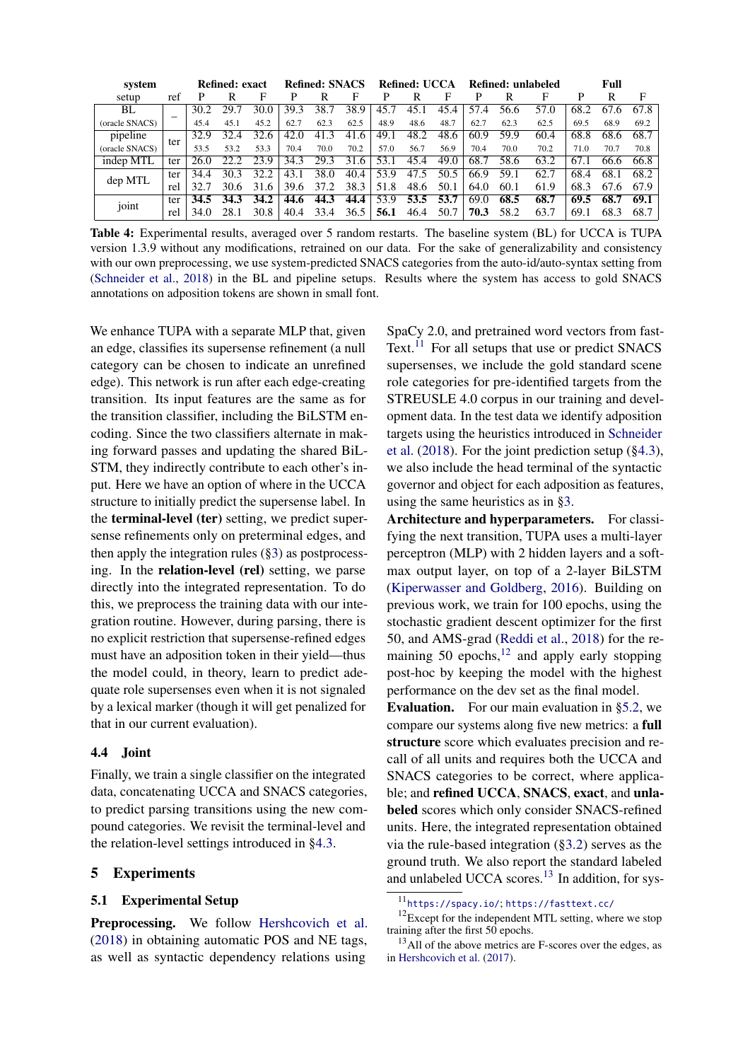| system | | Refined: exact | | | Refined: SNACS | | | Refined: UCCA | | | Refined: unlabeled | | | Full | | |
|---|---|---|---|---|---|---|---|---|---|---|---|---|---|---|---|---|
| setup | ref | P | R | F | P | R | F | P | R | F | P | R | F | P | R | F |
| BL | – | 30.2 | 29.7 | 30.0 | 39.3 | 38.7 | 38.9 | 45.7 | 45.1 | 45.4 | 57.4 | 56.6 | 57.0 | 68.2 | 67.6 | 67.8 |
| (oracle SNACS) | – | 45.4 | 45.1 | 45.2 | 62.7 | 62.3 | 62.5 | 48.9 | 48.6 | 48.7 | 62.7 | 62.3 | 62.5 | 69.5 | 68.9 | 69.2 |
| pipeline | ter | 32.9 | 32.4 | 32.6 | 42.0 | 41.3 | 41.6 | 49.1 | 48.2 | 48.6 | 60.9 | 59.9 | 60.4 | 68.8 | 68.6 | 68.7 |
| (oracle SNACS) | ter | 53.5 | 53.2 | 53.3 | 70.4 | 70.0 | 70.2 | 57.0 | 56.7 | 56.9 | 70.4 | 70.0 | 70.2 | 71.0 | 70.7 | 70.8 |
| indep MTL | ter | 26.0 | 22.2 | 23.9 | 34.3 | 29.3 | 31.6 | 53.1 | 45.4 | 49.0 | 68.7 | 58.6 | 63.2 | 67.1 | 66.6 | 66.8 |
| dep MTL | ter | 34.4 | 30.3 | 32.2 | 43.1 | 38.0 | 40.4 | 53.9 | 47.5 | 50.5 | 66.9 | 59.1 | 62.7 | 68.4 | 68.1 | 68.2 |
| | rel | 32.7 | 30.6 | 31.6 | 39.6 | 37.2 | 38.3 | 51.8 | 48.6 | 50.1 | 64.0 | 60.1 | 61.9 | 68.3 | 67.6 | 67.9 |
| joint | ter | **34.5** | **34.3** | **34.2** | **44.6** | **44.3** | **44.4** | 53.9 | **53.5** | **53.7** | 69.0 | **68.5** | **68.7** | **69.5** | **68.7** | **69.1** |
| | rel | 34.0 | 28.1 | 30.8 | 40.4 | 33.4 | 36.5 | **56.1** | 46.4 | 50.7 | **70.3** | 58.2 | 63.7 | 69.1 | 68.3 | 68.7 |

**Table 4:** Experimental results, averaged over 5 random restarts. The baseline system (BL) for UCCA is TUPA version 1.3.9 without any modifications, retrained on our data. For the sake of generalizability and consistency with our own preprocessing, we use system-predicted SNACS categories from the auto-id/auto-syntax setting from (Schneider et al., 2018) in the BL and pipeline setups. Results where the system has access to gold SNACS annotations on adposition tokens are shown in small font.

We enhance TUPA with a separate MLP that, given an edge, classifies its supersense refinement (a null category can be chosen to indicate an unrefined edge). This network is run after each edge-creating transition. Its input features are the same as for the transition classifier, including the BiLSTM encoding. Since the two classifiers alternate in making forward passes and updating the shared BiLSTM, they indirectly contribute to each other's input. Here we have an option of where in the UCCA structure to initially predict the supersense label. In the **terminal-level (ter)** setting, we predict supersense refinements only on preterminal edges, and then apply the integration rules (§3) as postprocessing. In the **relation-level (rel)** setting, we parse directly into the integrated representation. To do this, we preprocess the training data with our integration routine. However, during parsing, there is no explicit restriction that supersense-refined edges must have an adposition token in their yield—thus the model could, in theory, learn to predict adequate role supersenses even when it is not signaled by a lexical marker (though it will get penalized for that in our current evaluation).

### 4.4 Joint

Finally, we train a single classifier on the integrated data, concatenating UCCA and SNACS categories, to predict parsing transitions using the new compound categories. We revisit the terminal-level and the relation-level settings introduced in §4.3.

## 5 Experiments

### 5.1 Experimental Setup

**Preprocessing.** We follow Hershcovich et al. (2018) in obtaining automatic POS and NE tags, as well as syntactic dependency relations using SpaCy 2.0, and pretrained word vectors from fastText.[11] For all setups that use or predict SNACS supersenses, we include the gold standard scene role categories for pre-identified targets from the STREUSLE 4.0 corpus in our training and development data. In the test data we identify adposition targets using the heuristics introduced in Schneider et al. (2018). For the joint prediction setup (§4.3), we also include the head terminal of the syntactic governor and object for each adposition as features, using the same heuristics as in §3.

**Architecture and hyperparameters.** For classifying the next transition, TUPA uses a multi-layer perceptron (MLP) with 2 hidden layers and a softmax output layer, on top of a 2-layer BiLSTM (Kiperwasser and Goldberg, 2016). Building on previous work, we train for 100 epochs, using the stochastic gradient descent optimizer for the first 50, and AMS-grad (Reddi et al., 2018) for the remaining 50 epochs,[12] and apply early stopping post-hoc by keeping the model with the highest performance on the dev set as the final model.

**Evaluation.** For our main evaluation in §5.2, we compare our systems along five new metrics: a **full structure** score which evaluates precision and recall of all units and requires both the UCCA and SNACS categories to be correct, where applicable; and **refined UCCA**, **SNACS**, **exact**, and **unlabeled** scores which only consider SNACS-refined units. Here, the integrated representation obtained via the rule-based integration (§3.2) serves as the ground truth. We also report the standard labeled and unlabeled UCCA scores.[13] In addition, for sys-

[11] `https://spacy.io/`; `https://fasttext.cc/`

[12] Except for the independent MTL setting, where we stop training after the first 50 epochs.

[13] All of the above metrics are F-scores over the edges, as in Hershcovich et al. (2017).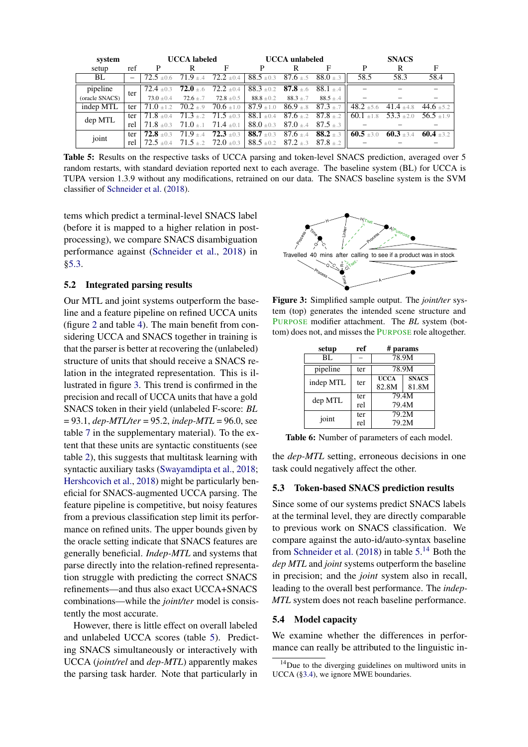| system | | UCCA labeled | | | UCCA unlabeled | | | SNACS | | |
|---|---|---|---|---|---|---|---|---|---|---|
| setup | ref | P | R | F | P | R | F | P | R | F |
| BL | – | 72.5 ±0.6 | 71.9 ±.4 | 72.2 ±0.4 | 88.5 ±0.3 | 87.6 ±.5 | 88.0 ±.3 | 58.5 | 58.3 | 58.4 |
| pipeline | ter | 72.4 ±0.3 | **72.0** ±.6 | 72.2 ±0.4 | 88.3 ±0.2 | **87.8** ±.6 | 88.1 ±.4 | – | – | – |
| (oracle SNACS) | | 73.0 ±0.4 | 72.6 ±.7 | 72.8 ±0.5 | 88.8 ±0.2 | 88.3 ±.7 | 88.5 ±.4 | – | – | – |
| indep MTL | ter | 71.0 ±1.2 | 70.2 ±.9 | 70.6 ±1.0 | 87.9 ±1.0 | 86.9 ±.8 | 87.3 ±.7 | 48.2 ±5.6 | 41.4 ±4.8 | 44.6 ±5.2 |
| dep MTL | ter | 71.8 ±0.4 | 71.3 ±.2 | 71.5 ±0.3 | 88.1 ±0.4 | 87.6 ±.2 | 87.8 ±.2 | 60.1 ±1.8 | 53.3 ±2.0 | 56.5 ±1.9 |
| | rel | 71.8 ±0.3 | 71.0 ±.1 | 71.4 ±0.1 | 88.0 ±0.3 | 87.0 ±.4 | 87.5 ±.3 | – | – | – |
| joint | ter | **72.8** ±0.3 | 71.9 ±.4 | **72.3** ±0.3 | **88.7** ±0.3 | 87.6 ±.4 | **88.2** ±.3 | **60.5** ±3.0 | **60.3** ±3.4 | **60.4** ±3.2 |
| | rel | 72.5 ±0.4 | 71.5 ±.2 | 72.0 ±0.3 | 88.5 ±0.2 | 87.2 ±.3 | 87.8 ±.2 | – | – | – |

**Table 5:** Results on the respective tasks of UCCA parsing and token-level SNACS prediction, averaged over 5 random restarts, with standard deviation reported next to each average. The baseline system (BL) for UCCA is TUPA version 1.3.9 without any modifications, retrained on our data. The SNACS baseline system is the SVM classifier of Schneider et al. (2018).

tems which predict a terminal-level SNACS label (before it is mapped to a higher relation in post-processing), we compare SNACS disambiguation performance against (Schneider et al., 2018) in §5.3.

## 5.2 Integrated parsing results

Our MTL and joint systems outperform the baseline and a feature pipeline on refined UCCA units (figure 2 and table 4). The main benefit from considering UCCA and SNACS together in training is that the parser is better at recovering the (unlabeled) structure of units that should receive a SNACS relation in the integrated representation. This is illustrated in figure 3. This trend is confirmed in the precision and recall of UCCA units that have a gold SNACS token in their yield (unlabeled F-score: *BL* = 93.1, *dep-MTL/ter* = 95.2, *indep-MTL* = 96.0, see table 7 in the supplementary material). To the extent that these units are syntactic constituents (see table 2), this suggests that multitask learning with syntactic auxiliary tasks (Swayamdipta et al., 2018; Hershcovich et al., 2018) might be particularly beneficial for SNACS-augmented UCCA parsing. The feature pipeline is competitive, but noisy features from a previous classification step limit its performance on refined units. The upper bounds given by the oracle setting indicate that SNACS features are generally beneficial. *Indep-MTL* and systems that parse directly into the relation-refined representation struggle with predicting the correct SNACS refinements—and thus also exact UCCA+SNACS combinations—while the *joint/ter* model is consistently the most accurate.

However, there is little effect on overall labeled and unlabeled UCCA scores (table 5). Predicting SNACS simultaneously or interactively with UCCA (*joint/rel* and *dep-MTL*) apparently makes the parsing task harder. Note that particularly in the *dep-MTL* setting, erroneous decisions in one task could negatively affect the other.

**Figure 3:** Simplified sample output. The *joint/ter* system (top) generates the intended scene structure and PURPOSE modifier attachment. The *BL* system (bottom) does not, and misses the PURPOSE role altogether.

| setup | ref | # params | |
|---|---|---|---|
| BL | – | 78.9M | |
| pipeline | ter | 78.9M | |
| indep MTL | ter | UCCA 82.8M | SNACS 81.8M |
| dep MTL | ter | 79.4M | |
| | rel | 79.4M | |
| joint | ter | 79.2M | |
| | rel | 79.2M | |

**Table 6:** Number of parameters of each model.

## 5.3 Token-based SNACS prediction results

Since some of our systems predict SNACS labels at the terminal level, they are directly comparable to previous work on SNACS classification. We compare against the auto-id/auto-syntax baseline from Schneider et al. (2018) in table 5.[14] Both the *dep MTL* and *joint* systems outperform the baseline in precision; and the *joint* system also in recall, leading to the overall best performance. The *indep-MTL* system does not reach baseline performance.

## 5.4 Model capacity

We examine whether the differences in performance can really be attributed to the linguistic in-

[14] Due to the diverging guidelines on multiword units in UCCA (§3.4), we ignore MWE boundaries.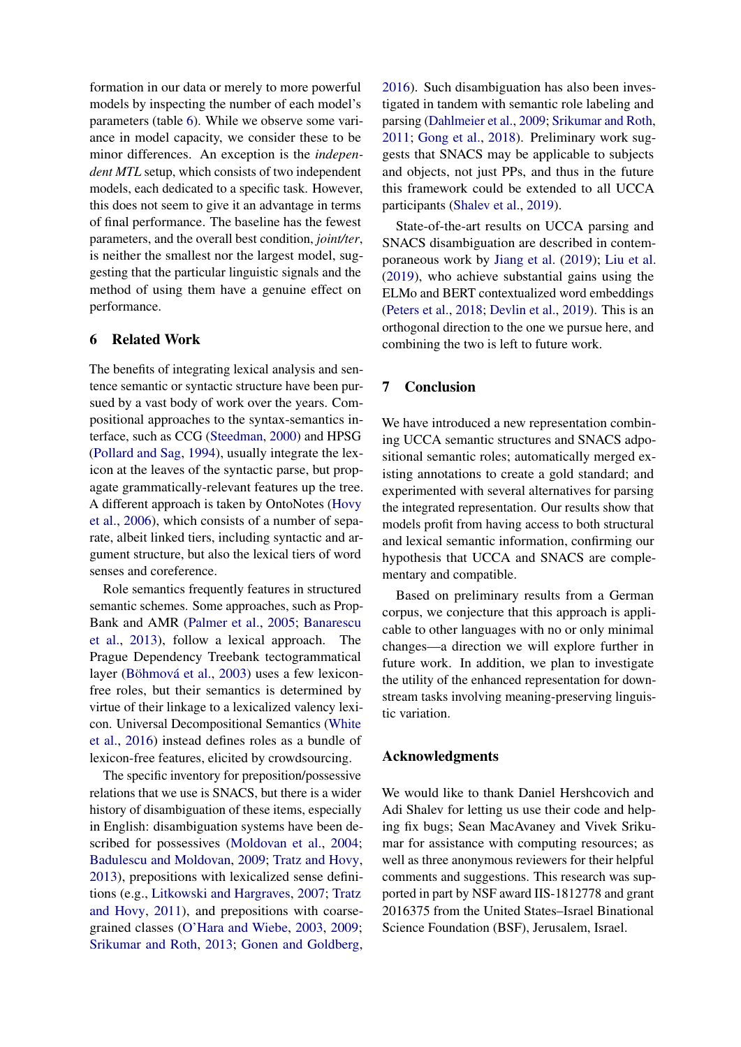formation in our data or merely to more powerful models by inspecting the number of each model's parameters (table 6). While we observe some variance in model capacity, we consider these to be minor differences. An exception is the *independent MTL* setup, which consists of two independent models, each dedicated to a specific task. However, this does not seem to give it an advantage in terms of final performance. The baseline has the fewest parameters, and the overall best condition, *joint/ter*, is neither the smallest nor the largest model, suggesting that the particular linguistic signals and the method of using them have a genuine effect on performance.

## 6 Related Work

The benefits of integrating lexical analysis and sentence semantic or syntactic structure have been pursued by a vast body of work over the years. Compositional approaches to the syntax-semantics interface, such as CCG (Steedman, 2000) and HPSG (Pollard and Sag, 1994), usually integrate the lexicon at the leaves of the syntactic parse, but propagate grammatically-relevant features up the tree. A different approach is taken by OntoNotes (Hovy et al., 2006), which consists of a number of separate, albeit linked tiers, including syntactic and argument structure, but also the lexical tiers of word senses and coreference.

Role semantics frequently features in structured semantic schemes. Some approaches, such as PropBank and AMR (Palmer et al., 2005; Banarescu et al., 2013), follow a lexical approach. The Prague Dependency Treebank tectogrammatical layer (Böhmová et al., 2003) uses a few lexicon-free roles, but their semantics is determined by virtue of their linkage to a lexicalized valency lexicon. Universal Decompositional Semantics (White et al., 2016) instead defines roles as a bundle of lexicon-free features, elicited by crowdsourcing.

The specific inventory for preposition/possessive relations that we use is SNACS, but there is a wider history of disambiguation of these items, especially in English: disambiguation systems have been described for possessives (Moldovan et al., 2004; Badulescu and Moldovan, 2009; Tratz and Hovy, 2013), prepositions with lexicalized sense definitions (e.g., Litkowski and Hargraves, 2007; Tratz and Hovy, 2011), and prepositions with coarse-grained classes (O'Hara and Wiebe, 2003, 2009; Srikumar and Roth, 2013; Gonen and Goldberg, 2016). Such disambiguation has also been investigated in tandem with semantic role labeling and parsing (Dahlmeier et al., 2009; Srikumar and Roth, 2011; Gong et al., 2018). Preliminary work suggests that SNACS may be applicable to subjects and objects, not just PPs, and thus in the future this framework could be extended to all UCCA participants (Shalev et al., 2019).

State-of-the-art results on UCCA parsing and SNACS disambiguation are described in contemporaneous work by Jiang et al. (2019); Liu et al. (2019), who achieve substantial gains using the ELMo and BERT contextualized word embeddings (Peters et al., 2018; Devlin et al., 2019). This is an orthogonal direction to the one we pursue here, and combining the two is left to future work.

## 7 Conclusion

We have introduced a new representation combining UCCA semantic structures and SNACS adpositional semantic roles; automatically merged existing annotations to create a gold standard; and experimented with several alternatives for parsing the integrated representation. Our results show that models profit from having access to both structural and lexical semantic information, confirming our hypothesis that UCCA and SNACS are complementary and compatible.

Based on preliminary results from a German corpus, we conjecture that this approach is applicable to other languages with no or only minimal changes—a direction we will explore further in future work. In addition, we plan to investigate the utility of the enhanced representation for downstream tasks involving meaning-preserving linguistic variation.

## Acknowledgments

We would like to thank Daniel Hershcovich and Adi Shalev for letting us use their code and helping fix bugs; Sean MacAvaney and Vivek Srikumar for assistance with computing resources; as well as three anonymous reviewers for their helpful comments and suggestions. This research was supported in part by NSF award IIS-1812778 and grant 2016375 from the United States–Israel Binational Science Foundation (BSF), Jerusalem, Israel.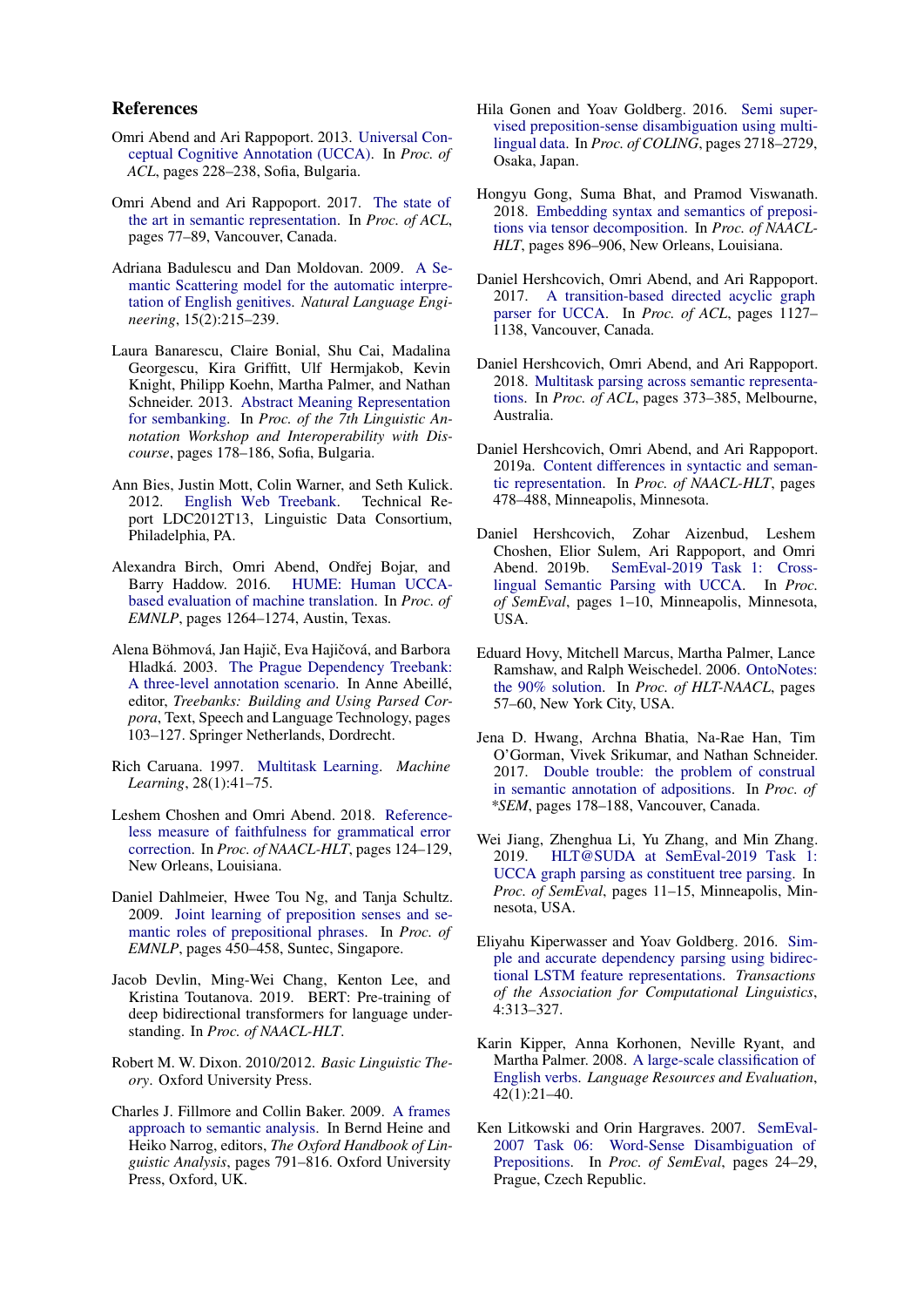## References

Omri Abend and Ari Rappoport. 2013. Universal Conceptual Cognitive Annotation (UCCA). In *Proc. of ACL*, pages 228–238, Sofia, Bulgaria.

Omri Abend and Ari Rappoport. 2017. The state of the art in semantic representation. In *Proc. of ACL*, pages 77–89, Vancouver, Canada.

Adriana Badulescu and Dan Moldovan. 2009. A Semantic Scattering model for the automatic interpretation of English genitives. *Natural Language Engineering*, 15(2):215–239.

Laura Banarescu, Claire Bonial, Shu Cai, Madalina Georgescu, Kira Griffitt, Ulf Hermjakob, Kevin Knight, Philipp Koehn, Martha Palmer, and Nathan Schneider. 2013. Abstract Meaning Representation for sembanking. In *Proc. of the 7th Linguistic Annotation Workshop and Interoperability with Discourse*, pages 178–186, Sofia, Bulgaria.

Ann Bies, Justin Mott, Colin Warner, and Seth Kulick. 2012. English Web Treebank. Technical Report LDC2012T13, Linguistic Data Consortium, Philadelphia, PA.

Alexandra Birch, Omri Abend, Ondřej Bojar, and Barry Haddow. 2016. HUME: Human UCCA-based evaluation of machine translation. In *Proc. of EMNLP*, pages 1264–1274, Austin, Texas.

Alena Böhmová, Jan Hajič, Eva Hajičová, and Barbora Hladká. 2003. The Prague Dependency Treebank: A three-level annotation scenario. In Anne Abeillé, editor, *Treebanks: Building and Using Parsed Corpora*, Text, Speech and Language Technology, pages 103–127. Springer Netherlands, Dordrecht.

Rich Caruana. 1997. Multitask Learning. *Machine Learning*, 28(1):41–75.

Leshem Choshen and Omri Abend. 2018. Reference-less measure of faithfulness for grammatical error correction. In *Proc. of NAACL-HLT*, pages 124–129, New Orleans, Louisiana.

Daniel Dahlmeier, Hwee Tou Ng, and Tanja Schultz. 2009. Joint learning of preposition senses and semantic roles of prepositional phrases. In *Proc. of EMNLP*, pages 450–458, Suntec, Singapore.

Jacob Devlin, Ming-Wei Chang, Kenton Lee, and Kristina Toutanova. 2019. BERT: Pre-training of deep bidirectional transformers for language understanding. In *Proc. of NAACL-HLT*.

Robert M. W. Dixon. 2010/2012. *Basic Linguistic Theory*. Oxford University Press.

Charles J. Fillmore and Collin Baker. 2009. A frames approach to semantic analysis. In Bernd Heine and Heiko Narrog, editors, *The Oxford Handbook of Linguistic Analysis*, pages 791–816. Oxford University Press, Oxford, UK.

Hila Gonen and Yoav Goldberg. 2016. Semi supervised preposition-sense disambiguation using multilingual data. In *Proc. of COLING*, pages 2718–2729, Osaka, Japan.

Hongyu Gong, Suma Bhat, and Pramod Viswanath. 2018. Embedding syntax and semantics of prepositions via tensor decomposition. In *Proc. of NAACL-HLT*, pages 896–906, New Orleans, Louisiana.

Daniel Hershcovich, Omri Abend, and Ari Rappoport. 2017. A transition-based directed acyclic graph parser for UCCA. In *Proc. of ACL*, pages 1127–1138, Vancouver, Canada.

Daniel Hershcovich, Omri Abend, and Ari Rappoport. 2018. Multitask parsing across semantic representations. In *Proc. of ACL*, pages 373–385, Melbourne, Australia.

Daniel Hershcovich, Omri Abend, and Ari Rappoport. 2019a. Content differences in syntactic and semantic representation. In *Proc. of NAACL-HLT*, pages 478–488, Minneapolis, Minnesota.

Daniel Hershcovich, Zohar Aizenbud, Leshem Choshen, Elior Sulem, Ari Rappoport, and Omri Abend. 2019b. SemEval-2019 Task 1: Cross-lingual Semantic Parsing with UCCA. In *Proc. of SemEval*, pages 1–10, Minneapolis, Minnesota, USA.

Eduard Hovy, Mitchell Marcus, Martha Palmer, Lance Ramshaw, and Ralph Weischedel. 2006. OntoNotes: the 90% solution. In *Proc. of HLT-NAACL*, pages 57–60, New York City, USA.

Jena D. Hwang, Archna Bhatia, Na-Rae Han, Tim O'Gorman, Vivek Srikumar, and Nathan Schneider. 2017. Double trouble: the problem of construal in semantic annotation of adpositions. In *Proc. of \*SEM*, pages 178–188, Vancouver, Canada.

Wei Jiang, Zhenghua Li, Yu Zhang, and Min Zhang. 2019. HLT@SUDA at SemEval-2019 Task 1: UCCA graph parsing as constituent tree parsing. In *Proc. of SemEval*, pages 11–15, Minneapolis, Minnesota, USA.

Eliyahu Kiperwasser and Yoav Goldberg. 2016. Simple and accurate dependency parsing using bidirectional LSTM feature representations. *Transactions of the Association for Computational Linguistics*, 4:313–327.

Karin Kipper, Anna Korhonen, Neville Ryant, and Martha Palmer. 2008. A large-scale classification of English verbs. *Language Resources and Evaluation*, 42(1):21–40.

Ken Litkowski and Orin Hargraves. 2007. SemEval-2007 Task 06: Word-Sense Disambiguation of Prepositions. In *Proc. of SemEval*, pages 24–29, Prague, Czech Republic.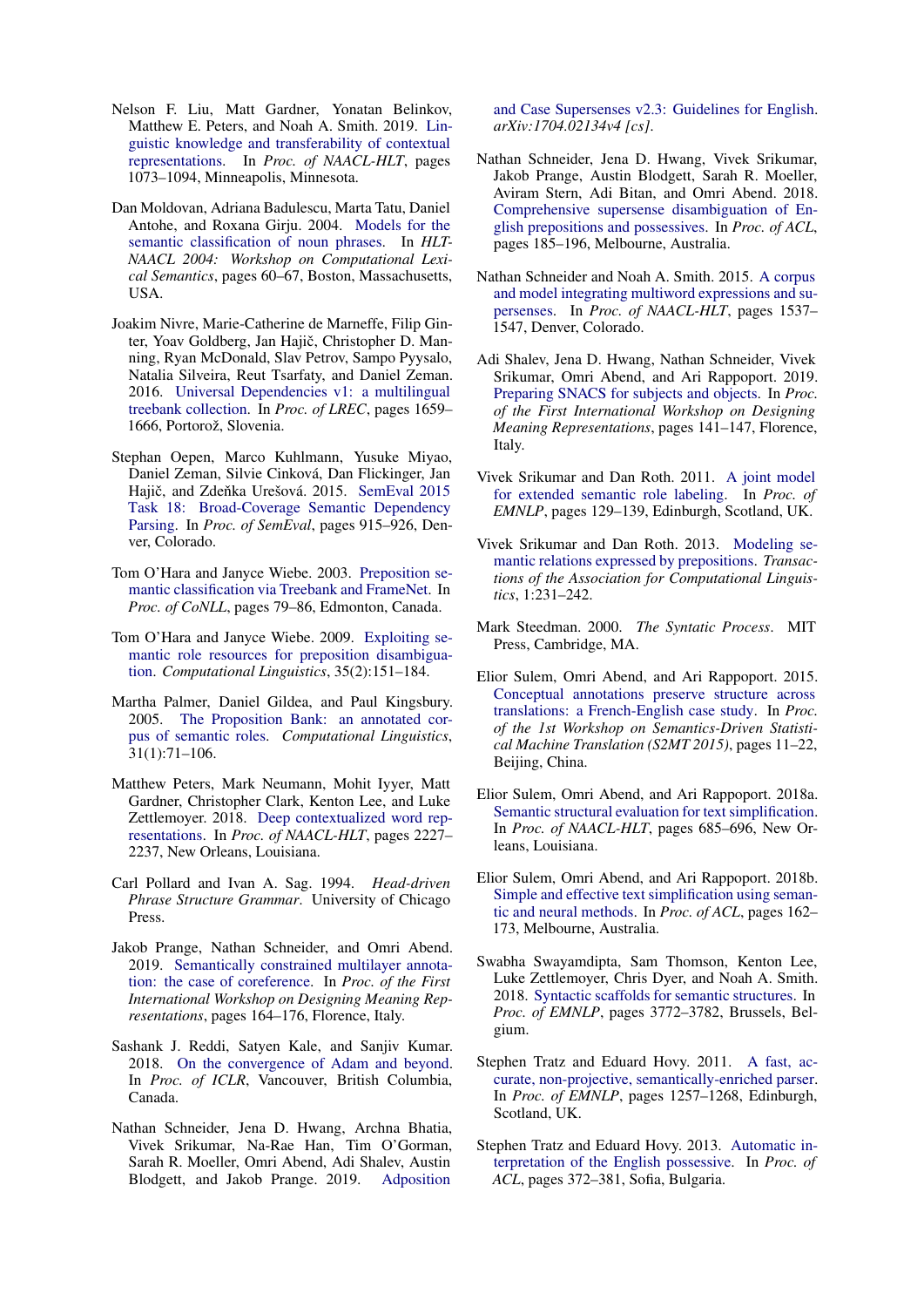Nelson F. Liu, Matt Gardner, Yonatan Belinkov, Matthew E. Peters, and Noah A. Smith. 2019. Linguistic knowledge and transferability of contextual representations. In *Proc. of NAACL-HLT*, pages 1073–1094, Minneapolis, Minnesota.

Dan Moldovan, Adriana Badulescu, Marta Tatu, Daniel Antohe, and Roxana Girju. 2004. Models for the semantic classification of noun phrases. In *HLT-NAACL 2004: Workshop on Computational Lexical Semantics*, pages 60–67, Boston, Massachusetts, USA.

Joakim Nivre, Marie-Catherine de Marneffe, Filip Ginter, Yoav Goldberg, Jan Hajič, Christopher D. Manning, Ryan McDonald, Slav Petrov, Sampo Pyysalo, Natalia Silveira, Reut Tsarfaty, and Daniel Zeman. 2016. Universal Dependencies v1: a multilingual treebank collection. In *Proc. of LREC*, pages 1659–1666, Portorož, Slovenia.

Stephan Oepen, Marco Kuhlmann, Yusuke Miyao, Daniel Zeman, Silvie Cinková, Dan Flickinger, Jan Hajič, and Zdeňka Urešová. 2015. SemEval 2015 Task 18: Broad-Coverage Semantic Dependency Parsing. In *Proc. of SemEval*, pages 915–926, Denver, Colorado.

Tom O'Hara and Janyce Wiebe. 2003. Preposition semantic classification via Treebank and FrameNet. In *Proc. of CoNLL*, pages 79–86, Edmonton, Canada.

Tom O'Hara and Janyce Wiebe. 2009. Exploiting semantic role resources for preposition disambiguation. *Computational Linguistics*, 35(2):151–184.

Martha Palmer, Daniel Gildea, and Paul Kingsbury. 2005. The Proposition Bank: an annotated corpus of semantic roles. *Computational Linguistics*, 31(1):71–106.

Matthew Peters, Mark Neumann, Mohit Iyyer, Matt Gardner, Christopher Clark, Kenton Lee, and Luke Zettlemoyer. 2018. Deep contextualized word representations. In *Proc. of NAACL-HLT*, pages 2227–2237, New Orleans, Louisiana.

Carl Pollard and Ivan A. Sag. 1994. *Head-driven Phrase Structure Grammar*. University of Chicago Press.

Jakob Prange, Nathan Schneider, and Omri Abend. 2019. Semantically constrained multilayer annotation: the case of coreference. In *Proc. of the First International Workshop on Designing Meaning Representations*, pages 164–176, Florence, Italy.

Sashank J. Reddi, Satyen Kale, and Sanjiv Kumar. 2018. On the convergence of Adam and beyond. In *Proc. of ICLR*, Vancouver, British Columbia, Canada.

Nathan Schneider, Jena D. Hwang, Archna Bhatia, Vivek Srikumar, Na-Rae Han, Tim O'Gorman, Sarah R. Moeller, Omri Abend, Adi Shalev, Austin Blodgett, and Jakob Prange. 2019. Adposition and Case Supersenses v2.3: Guidelines for English. *arXiv:1704.02134v4 [cs]*.

Nathan Schneider, Jena D. Hwang, Vivek Srikumar, Jakob Prange, Austin Blodgett, Sarah R. Moeller, Aviram Stern, Adi Bitan, and Omri Abend. 2018. Comprehensive supersense disambiguation of English prepositions and possessives. In *Proc. of ACL*, pages 185–196, Melbourne, Australia.

Nathan Schneider and Noah A. Smith. 2015. A corpus and model integrating multiword expressions and supersenses. In *Proc. of NAACL-HLT*, pages 1537–1547, Denver, Colorado.

Adi Shalev, Jena D. Hwang, Nathan Schneider, Vivek Srikumar, Omri Abend, and Ari Rappoport. 2019. Preparing SNACS for subjects and objects. In *Proc. of the First International Workshop on Designing Meaning Representations*, pages 141–147, Florence, Italy.

Vivek Srikumar and Dan Roth. 2011. A joint model for extended semantic role labeling. In *Proc. of EMNLP*, pages 129–139, Edinburgh, Scotland, UK.

Vivek Srikumar and Dan Roth. 2013. Modeling semantic relations expressed by prepositions. *Transactions of the Association for Computational Linguistics*, 1:231–242.

Mark Steedman. 2000. *The Syntatic Process*. MIT Press, Cambridge, MA.

Elior Sulem, Omri Abend, and Ari Rappoport. 2015. Conceptual annotations preserve structure across translations: a French-English case study. In *Proc. of the 1st Workshop on Semantics-Driven Statistical Machine Translation (S2MT 2015)*, pages 11–22, Beijing, China.

Elior Sulem, Omri Abend, and Ari Rappoport. 2018a. Semantic structural evaluation for text simplification. In *Proc. of NAACL-HLT*, pages 685–696, New Orleans, Louisiana.

Elior Sulem, Omri Abend, and Ari Rappoport. 2018b. Simple and effective text simplification using semantic and neural methods. In *Proc. of ACL*, pages 162–173, Melbourne, Australia.

Swabha Swayamdipta, Sam Thomson, Kenton Lee, Luke Zettlemoyer, Chris Dyer, and Noah A. Smith. 2018. Syntactic scaffolds for semantic structures. In *Proc. of EMNLP*, pages 3772–3782, Brussels, Belgium.

Stephen Tratz and Eduard Hovy. 2011. A fast, accurate, non-projective, semantically-enriched parser. In *Proc. of EMNLP*, pages 1257–1268, Edinburgh, Scotland, UK.

Stephen Tratz and Eduard Hovy. 2013. Automatic interpretation of the English possessive. In *Proc. of ACL*, pages 372–381, Sofia, Bulgaria.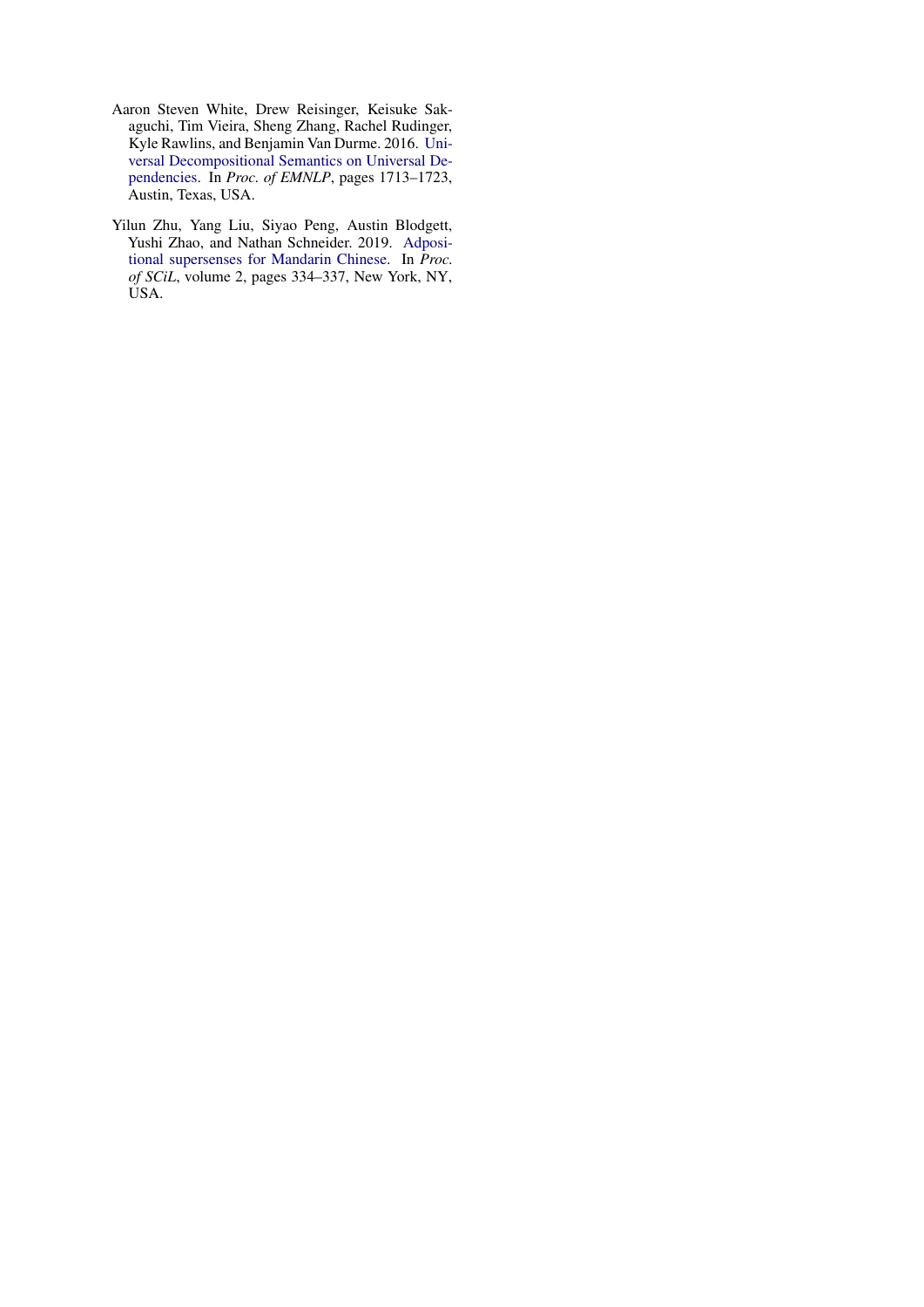Aaron Steven White, Drew Reisinger, Keisuke Sakaguchi, Tim Vieira, Sheng Zhang, Rachel Rudinger, Kyle Rawlins, and Benjamin Van Durme. 2016. Universal Decompositional Semantics on Universal Dependencies. In *Proc. of EMNLP*, pages 1713–1723, Austin, Texas, USA.

Yilun Zhu, Yang Liu, Siyao Peng, Austin Blodgett, Yushi Zhao, and Nathan Schneider. 2019. Adpositional supersenses for Mandarin Chinese. In *Proc. of SCiL*, volume 2, pages 334–337, New York, NY, USA.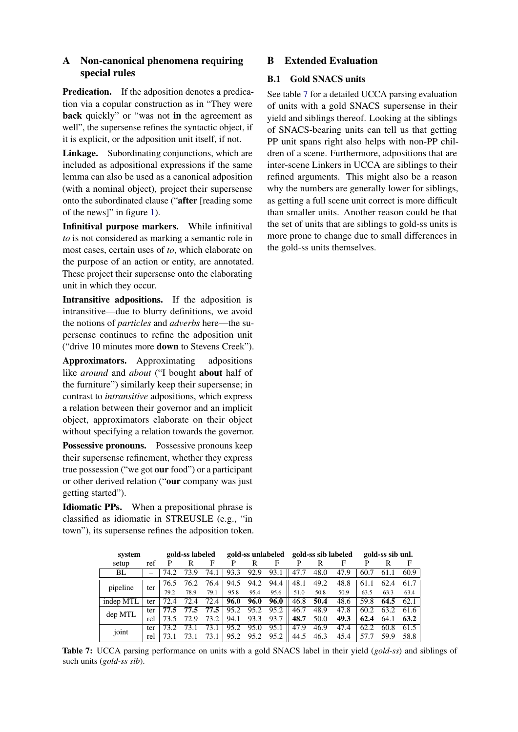## A Non-canonical phenomena requiring special rules

**Predication.** If the adposition denotes a predication via a copular construction as in "They were **back** quickly" or "was not **in** the agreement as well", the supersense refines the syntactic object, if it is explicit, or the adposition unit itself, if not.

**Linkage.** Subordinating conjunctions, which are included as adpositional expressions if the same lemma can also be used as a canonical adposition (with a nominal object), project their supersense onto the subordinated clause ("**after** [reading some of the news]" in figure 1).

**Infinitival purpose markers.** While infinitival *to* is not considered as marking a semantic role in most cases, certain uses of *to*, which elaborate on the purpose of an action or entity, are annotated. These project their supersense onto the elaborating unit in which they occur.

**Intransitive adpositions.** If the adposition is intransitive—due to blurry definitions, we avoid the notions of *particles* and *adverbs* here—the supersense continues to refine the adposition unit ("drive 10 minutes more **down** to Stevens Creek").

**Approximators.** Approximating adpositions like *around* and *about* ("I bought **about** half of the furniture") similarly keep their supersense; in contrast to *intransitive* adpositions, which express a relation between their governor and an implicit object, approximators elaborate on their object without specifying a relation towards the governor.

**Possessive pronouns.** Possessive pronouns keep their supersense refinement, whether they express true possession ("we got **our** food") or a participant or other derived relation ("**our** company was just getting started").

**Idiomatic PPs.** When a prepositional phrase is classified as idiomatic in STREUSLE (e.g., "in town"), its supersense refines the adposition token.

## B Extended Evaluation

### B.1 Gold SNACS units

See table 7 for a detailed UCCA parsing evaluation of units with a gold SNACS supersense in their yield and siblings thereof. Looking at the siblings of SNACS-bearing units can tell us that getting PP unit spans right also helps with non-PP children of a scene. Furthermore, adpositions that are inter-scene Linkers in UCCA are siblings to their refined arguments. This might also be a reason why the numbers are generally lower for siblings, as getting a full scene unit correct is more difficult than smaller units. Another reason could be that the set of units that are siblings to gold-ss units is more prone to change due to small differences in the gold-ss units themselves.

| system | | gold-ss labeled | | | gold-ss unlabeled | | | gold-ss sib labeled | | | gold-ss sib unl. | | |
|---|---|---|---|---|---|---|---|---|---|---|---|---|---|
| setup | ref | P | R | F | P | R | F | P | R | F | P | R | F |
| BL | – | 74.2 | 73.9 | 74.1 | 93.3 | 92.9 | 93.1 | 47.7 | 48.0 | 47.9 | 60.7 | 61.1 | 60.9 |
| pipeline | ter | 76.5 | 76.2 | 76.4 | 94.5 | 94.2 | 94.4 | 48.1 | 49.2 | 48.8 | 61.1 | 62.4 | 61.7 |
| | | 79.2 | 78.9 | 79.1 | 95.8 | 95.4 | 95.6 | 51.0 | 50.8 | 50.9 | 63.5 | 63.3 | 63.4 |
| indep MTL | ter | 72.4 | 72.4 | 72.4 | **96.0** | **96.0** | **96.0** | 46.8 | **50.4** | 48.6 | 59.8 | **64.5** | 62.1 |
| dep MTL | ter | **77.5** | **77.5** | **77.5** | 95.2 | 95.2 | 95.2 | 46.7 | 48.9 | 47.8 | 60.2 | 63.2 | 61.6 |
| | rel | 73.5 | 72.9 | 73.2 | 94.1 | 93.3 | 93.7 | **48.7** | 50.0 | **49.3** | **62.4** | 64.1 | **63.2** |
| joint | ter | 73.2 | 73.1 | 73.1 | 95.2 | 95.0 | 95.1 | 47.9 | 46.9 | 47.4 | 62.2 | 60.8 | 61.5 |
| | rel | 73.1 | 73.1 | 73.1 | 95.2 | 95.2 | 95.2 | 44.5 | 46.3 | 45.4 | 57.7 | 59.9 | 58.8 |

**Table 7:** UCCA parsing performance on units with a gold SNACS label in their yield (*gold-ss*) and siblings of such units (*gold-ss sib*).